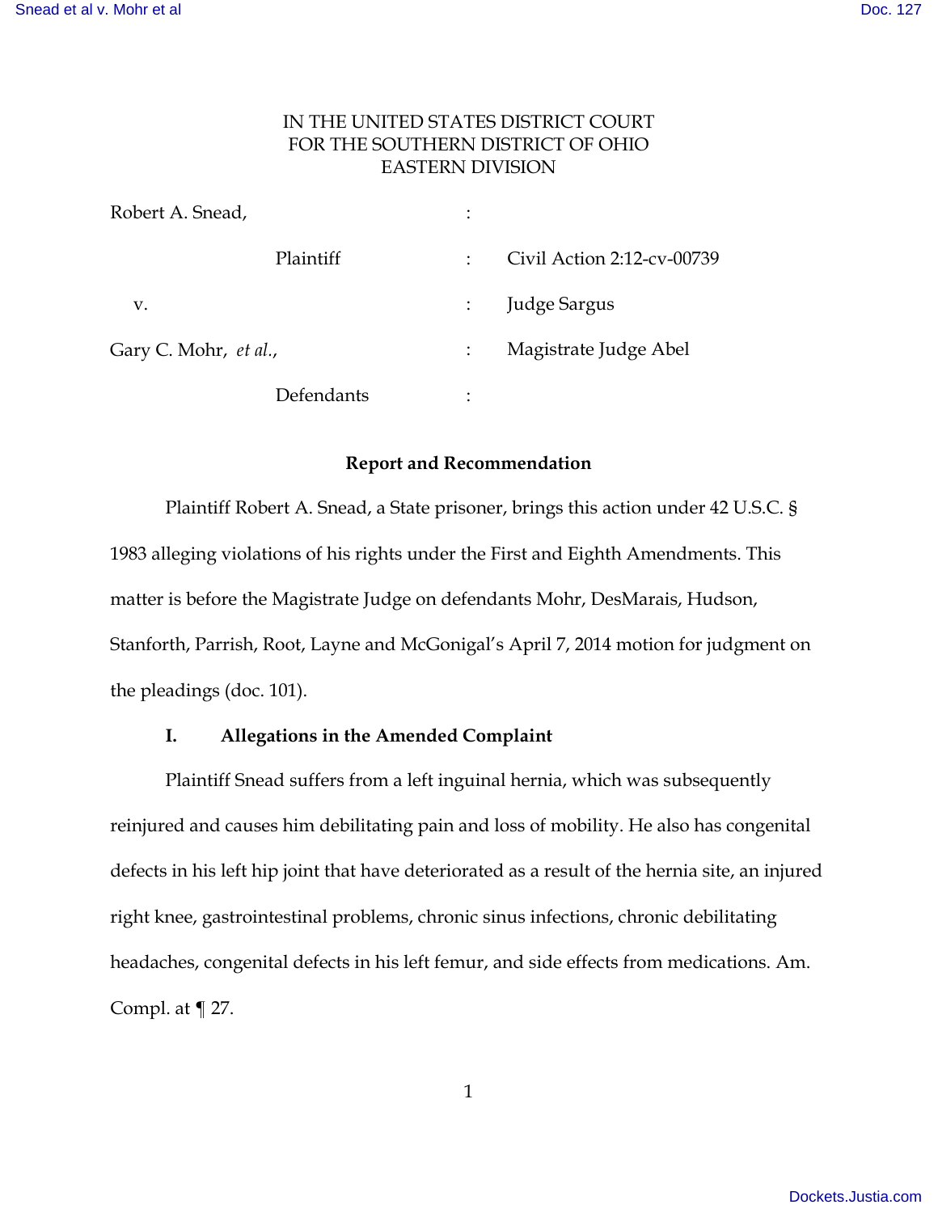IN THE UNITED STATES DISTRICT COURT
FOR THE SOUTHERN DISTRICT OF OHIO
EASTERN DIVISION

| | | |
|---|---|---|
| Robert A. Snead, | : | |
| Plaintiff | : | Civil Action 2:12-cv-00739 |
| v. | : | Judge Sargus |
| Gary C. Mohr, *et al.*, | : | Magistrate Judge Abel |
| Defendants | : | |

**Report and Recommendation**

Plaintiff Robert A. Snead, a State prisoner, brings this action under 42 U.S.C. § 1983 alleging violations of his rights under the First and Eighth Amendments. This matter is before the Magistrate Judge on defendants Mohr, DesMarais, Hudson, Stanforth, Parrish, Root, Layne and McGonigal's April 7, 2014 motion for judgment on the pleadings (doc. 101).

**I. Allegations in the Amended Complaint**

Plaintiff Snead suffers from a left inguinal hernia, which was subsequently reinjured and causes him debilitating pain and loss of mobility. He also has congenital defects in his left hip joint that have deteriorated as a result of the hernia site, an injured right knee, gastrointestinal problems, chronic sinus infections, chronic debilitating headaches, congenital defects in his left femur, and side effects from medications. Am. Compl. at ¶ 27.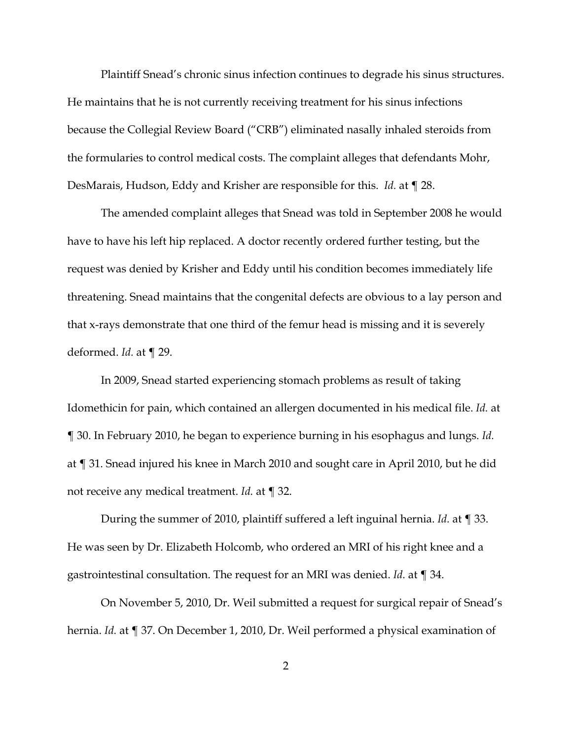Plaintiff Snead's chronic sinus infection continues to degrade his sinus structures. He maintains that he is not currently receiving treatment for his sinus infections because the Collegial Review Board ("CRB") eliminated nasally inhaled steroids from the formularies to control medical costs. The complaint alleges that defendants Mohr, DesMarais, Hudson, Eddy and Krisher are responsible for this. *Id.* at ¶ 28.

The amended complaint alleges that Snead was told in September 2008 he would have to have his left hip replaced. A doctor recently ordered further testing, but the request was denied by Krisher and Eddy until his condition becomes immediately life threatening. Snead maintains that the congenital defects are obvious to a lay person and that x-rays demonstrate that one third of the femur head is missing and it is severely deformed. *Id.* at ¶ 29.

In 2009, Snead started experiencing stomach problems as result of taking Idomethicin for pain, which contained an allergen documented in his medical file. *Id.* at ¶ 30. In February 2010, he began to experience burning in his esophagus and lungs. *Id.* at ¶ 31. Snead injured his knee in March 2010 and sought care in April 2010, but he did not receive any medical treatment. *Id.* at ¶ 32.

During the summer of 2010, plaintiff suffered a left inguinal hernia. *Id.* at ¶ 33. He was seen by Dr. Elizabeth Holcomb, who ordered an MRI of his right knee and a gastrointestinal consultation. The request for an MRI was denied. *Id.* at ¶ 34.

On November 5, 2010, Dr. Weil submitted a request for surgical repair of Snead's hernia. *Id.* at ¶ 37. On December 1, 2010, Dr. Weil performed a physical examination of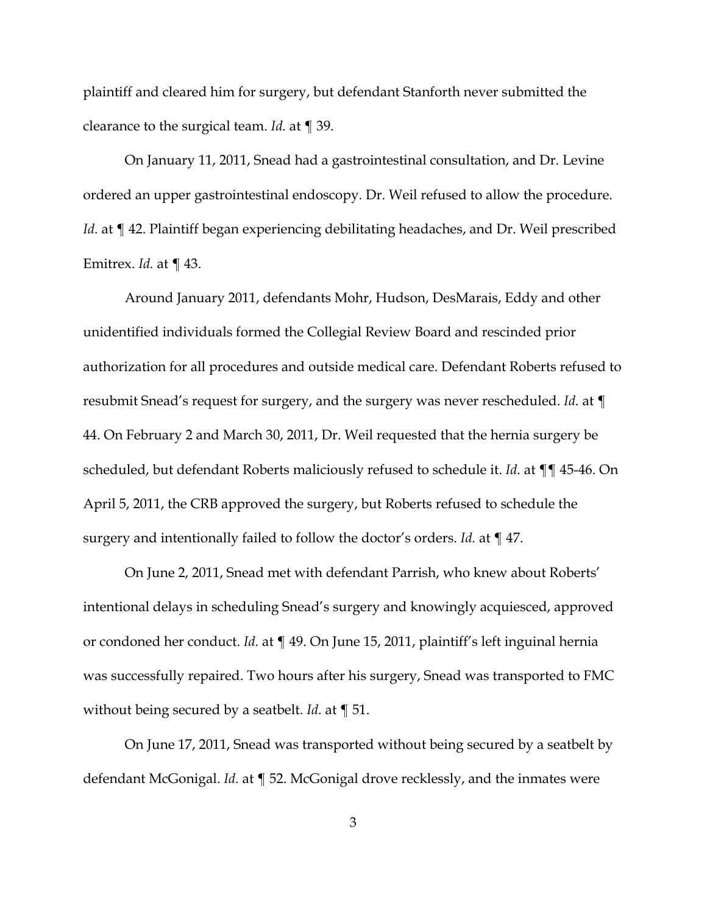plaintiff and cleared him for surgery, but defendant Stanforth never submitted the clearance to the surgical team. *Id.* at ¶ 39.

On January 11, 2011, Snead had a gastrointestinal consultation, and Dr. Levine ordered an upper gastrointestinal endoscopy. Dr. Weil refused to allow the procedure. *Id.* at ¶ 42. Plaintiff began experiencing debilitating headaches, and Dr. Weil prescribed Emitrex. *Id.* at ¶ 43.

Around January 2011, defendants Mohr, Hudson, DesMarais, Eddy and other unidentified individuals formed the Collegial Review Board and rescinded prior authorization for all procedures and outside medical care. Defendant Roberts refused to resubmit Snead's request for surgery, and the surgery was never rescheduled. *Id.* at ¶ 44. On February 2 and March 30, 2011, Dr. Weil requested that the hernia surgery be scheduled, but defendant Roberts maliciously refused to schedule it. *Id.* at ¶¶ 45-46. On April 5, 2011, the CRB approved the surgery, but Roberts refused to schedule the surgery and intentionally failed to follow the doctor's orders. *Id.* at ¶ 47.

On June 2, 2011, Snead met with defendant Parrish, who knew about Roberts' intentional delays in scheduling Snead's surgery and knowingly acquiesced, approved or condoned her conduct. *Id.* at ¶ 49. On June 15, 2011, plaintiff's left inguinal hernia was successfully repaired. Two hours after his surgery, Snead was transported to FMC without being secured by a seatbelt. *Id.* at ¶ 51.

On June 17, 2011, Snead was transported without being secured by a seatbelt by defendant McGonigal. *Id.* at ¶ 52. McGonigal drove recklessly, and the inmates were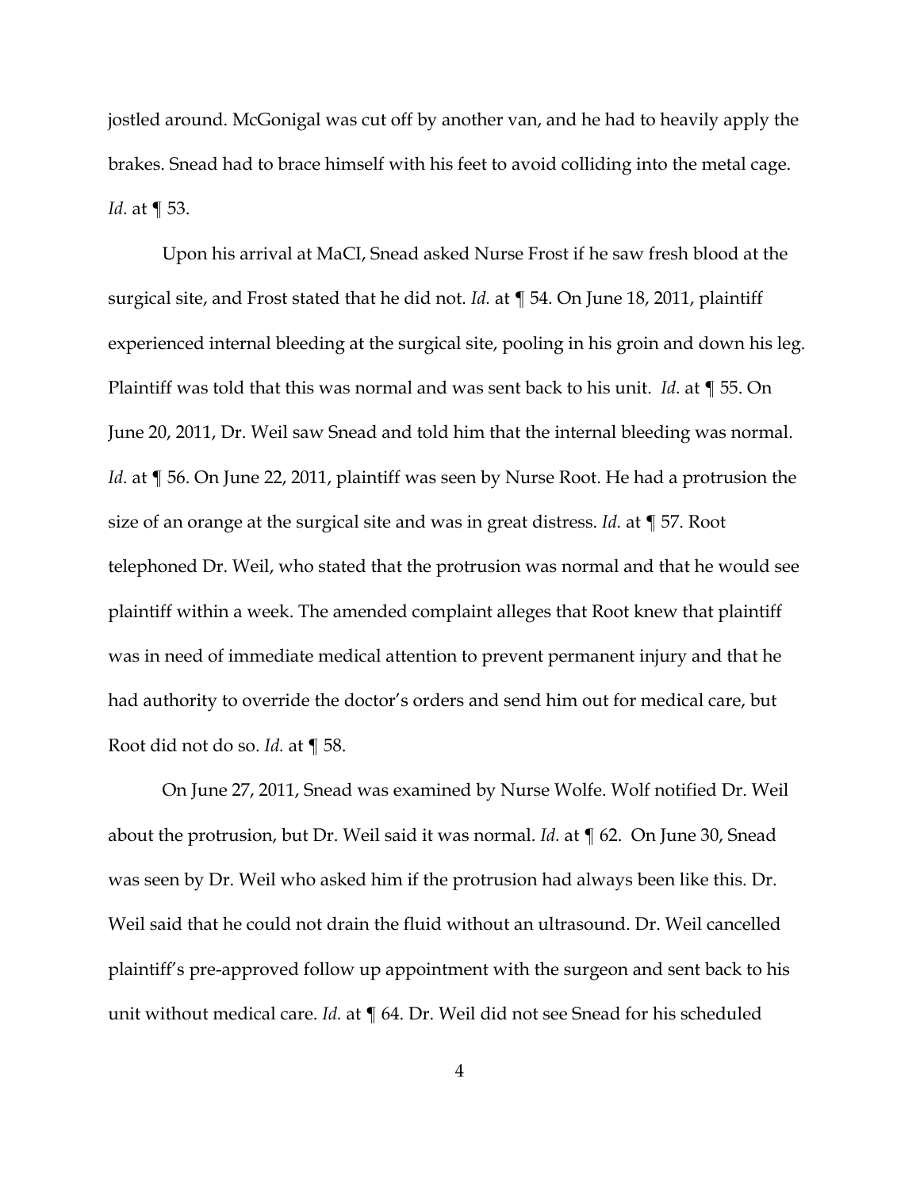jostled around. McGonigal was cut off by another van, and he had to heavily apply the brakes. Snead had to brace himself with his feet to avoid colliding into the metal cage. *Id.* at ¶ 53.

Upon his arrival at MaCI, Snead asked Nurse Frost if he saw fresh blood at the surgical site, and Frost stated that he did not. *Id.* at ¶ 54. On June 18, 2011, plaintiff experienced internal bleeding at the surgical site, pooling in his groin and down his leg. Plaintiff was told that this was normal and was sent back to his unit. *Id.* at ¶ 55. On June 20, 2011, Dr. Weil saw Snead and told him that the internal bleeding was normal. *Id.* at ¶ 56. On June 22, 2011, plaintiff was seen by Nurse Root. He had a protrusion the size of an orange at the surgical site and was in great distress. *Id.* at ¶ 57. Root telephoned Dr. Weil, who stated that the protrusion was normal and that he would see plaintiff within a week. The amended complaint alleges that Root knew that plaintiff was in need of immediate medical attention to prevent permanent injury and that he had authority to override the doctor's orders and send him out for medical care, but Root did not do so. *Id.* at ¶ 58.

On June 27, 2011, Snead was examined by Nurse Wolfe. Wolf notified Dr. Weil about the protrusion, but Dr. Weil said it was normal. *Id.* at ¶ 62. On June 30, Snead was seen by Dr. Weil who asked him if the protrusion had always been like this. Dr. Weil said that he could not drain the fluid without an ultrasound. Dr. Weil cancelled plaintiff's pre-approved follow up appointment with the surgeon and sent back to his unit without medical care. *Id.* at ¶ 64. Dr. Weil did not see Snead for his scheduled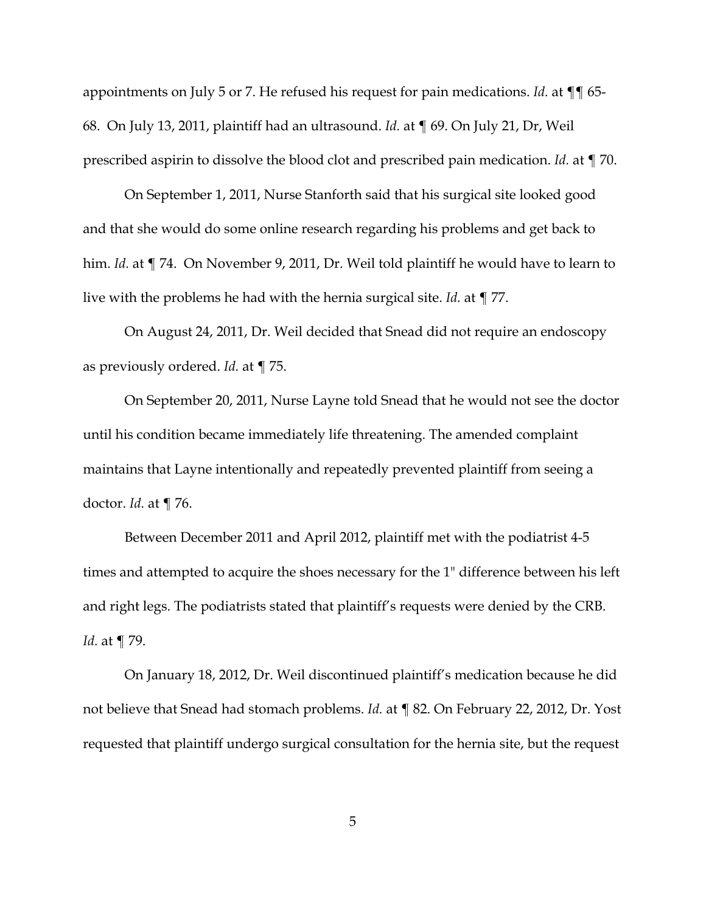appointments on July 5 or 7. He refused his request for pain medications. *Id.* at ¶¶ 65-68. On July 13, 2011, plaintiff had an ultrasound. *Id.* at ¶ 69. On July 21, Dr, Weil prescribed aspirin to dissolve the blood clot and prescribed pain medication. *Id.* at ¶ 70.

On September 1, 2011, Nurse Stanforth said that his surgical site looked good and that she would do some online research regarding his problems and get back to him. *Id.* at ¶ 74. On November 9, 2011, Dr. Weil told plaintiff he would have to learn to live with the problems he had with the hernia surgical site. *Id.* at ¶ 77.

On August 24, 2011, Dr. Weil decided that Snead did not require an endoscopy as previously ordered. *Id.* at ¶ 75.

On September 20, 2011, Nurse Layne told Snead that he would not see the doctor until his condition became immediately life threatening. The amended complaint maintains that Layne intentionally and repeatedly prevented plaintiff from seeing a doctor. *Id.* at ¶ 76.

Between December 2011 and April 2012, plaintiff met with the podiatrist 4-5 times and attempted to acquire the shoes necessary for the 1" difference between his left and right legs. The podiatrists stated that plaintiff's requests were denied by the CRB. *Id.* at ¶ 79.

On January 18, 2012, Dr. Weil discontinued plaintiff's medication because he did not believe that Snead had stomach problems. *Id.* at ¶ 82. On February 22, 2012, Dr. Yost requested that plaintiff undergo surgical consultation for the hernia site, but the request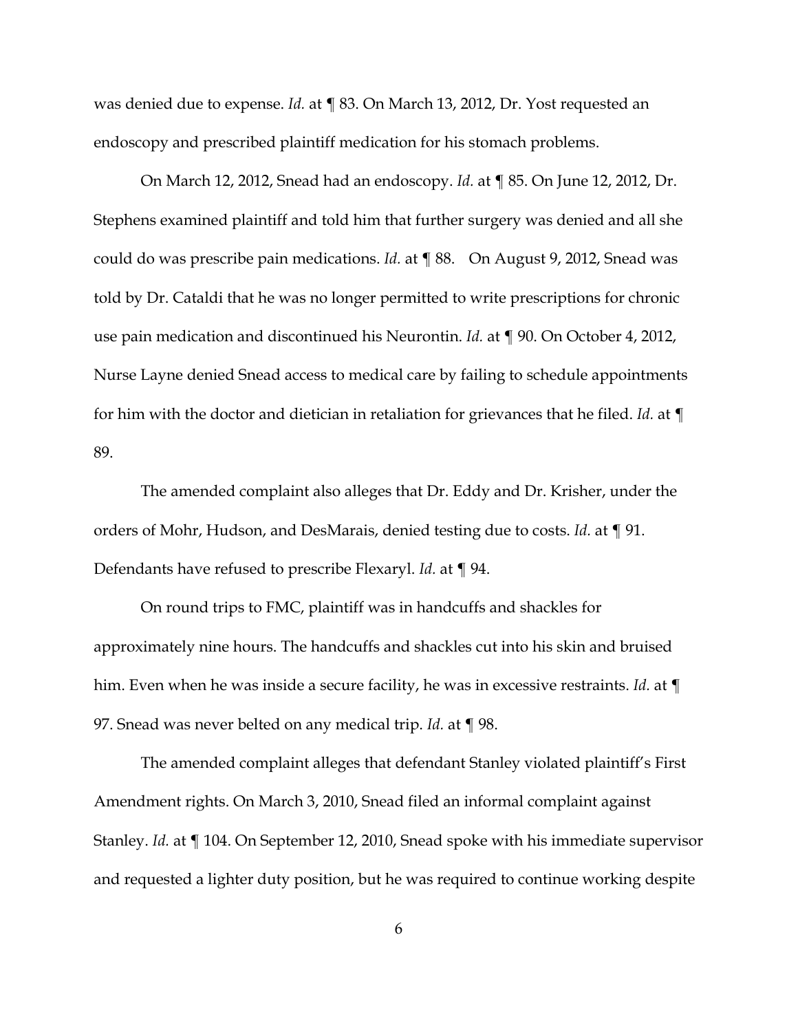was denied due to expense. *Id.* at ¶ 83. On March 13, 2012, Dr. Yost requested an endoscopy and prescribed plaintiff medication for his stomach problems.

On March 12, 2012, Snead had an endoscopy. *Id.* at ¶ 85. On June 12, 2012, Dr. Stephens examined plaintiff and told him that further surgery was denied and all she could do was prescribe pain medications. *Id.* at ¶ 88. On August 9, 2012, Snead was told by Dr. Cataldi that he was no longer permitted to write prescriptions for chronic use pain medication and discontinued his Neurontin. *Id.* at ¶ 90. On October 4, 2012, Nurse Layne denied Snead access to medical care by failing to schedule appointments for him with the doctor and dietician in retaliation for grievances that he filed. *Id.* at ¶ 89.

The amended complaint also alleges that Dr. Eddy and Dr. Krisher, under the orders of Mohr, Hudson, and DesMarais, denied testing due to costs. *Id.* at ¶ 91. Defendants have refused to prescribe Flexaryl. *Id.* at ¶ 94.

On round trips to FMC, plaintiff was in handcuffs and shackles for approximately nine hours. The handcuffs and shackles cut into his skin and bruised him. Even when he was inside a secure facility, he was in excessive restraints. *Id.* at ¶ 97. Snead was never belted on any medical trip. *Id.* at ¶ 98.

The amended complaint alleges that defendant Stanley violated plaintiff's First Amendment rights. On March 3, 2010, Snead filed an informal complaint against Stanley. *Id.* at ¶ 104. On September 12, 2010, Snead spoke with his immediate supervisor and requested a lighter duty position, but he was required to continue working despite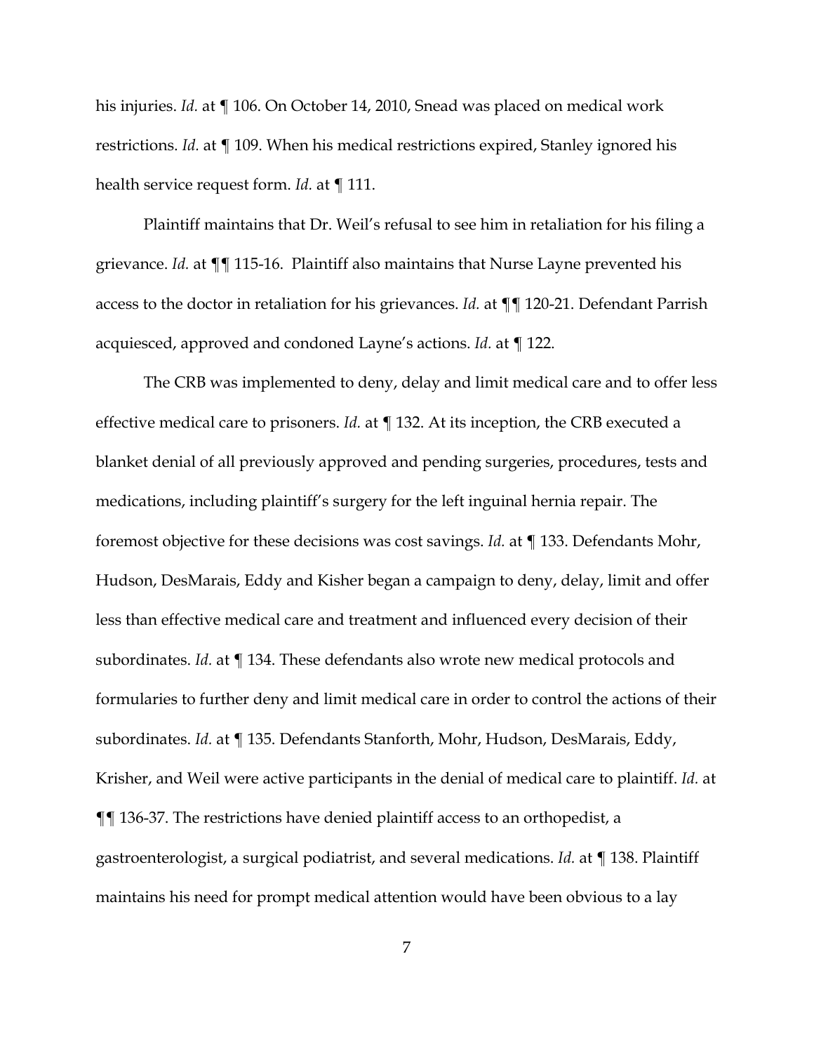his injuries. *Id.* at ¶ 106. On October 14, 2010, Snead was placed on medical work restrictions. *Id.* at ¶ 109. When his medical restrictions expired, Stanley ignored his health service request form. *Id.* at ¶ 111.

Plaintiff maintains that Dr. Weil's refusal to see him in retaliation for his filing a grievance. *Id.* at ¶¶ 115-16. Plaintiff also maintains that Nurse Layne prevented his access to the doctor in retaliation for his grievances. *Id.* at ¶¶ 120-21. Defendant Parrish acquiesced, approved and condoned Layne's actions. *Id.* at ¶ 122.

The CRB was implemented to deny, delay and limit medical care and to offer less effective medical care to prisoners. *Id.* at ¶ 132. At its inception, the CRB executed a blanket denial of all previously approved and pending surgeries, procedures, tests and medications, including plaintiff's surgery for the left inguinal hernia repair. The foremost objective for these decisions was cost savings. *Id.* at ¶ 133. Defendants Mohr, Hudson, DesMarais, Eddy and Kisher began a campaign to deny, delay, limit and offer less than effective medical care and treatment and influenced every decision of their subordinates. *Id.* at ¶ 134. These defendants also wrote new medical protocols and formularies to further deny and limit medical care in order to control the actions of their subordinates. *Id.* at ¶ 135. Defendants Stanforth, Mohr, Hudson, DesMarais, Eddy, Krisher, and Weil were active participants in the denial of medical care to plaintiff. *Id.* at ¶¶ 136-37. The restrictions have denied plaintiff access to an orthopedist, a gastroenterologist, a surgical podiatrist, and several medications. *Id.* at ¶ 138. Plaintiff maintains his need for prompt medical attention would have been obvious to a lay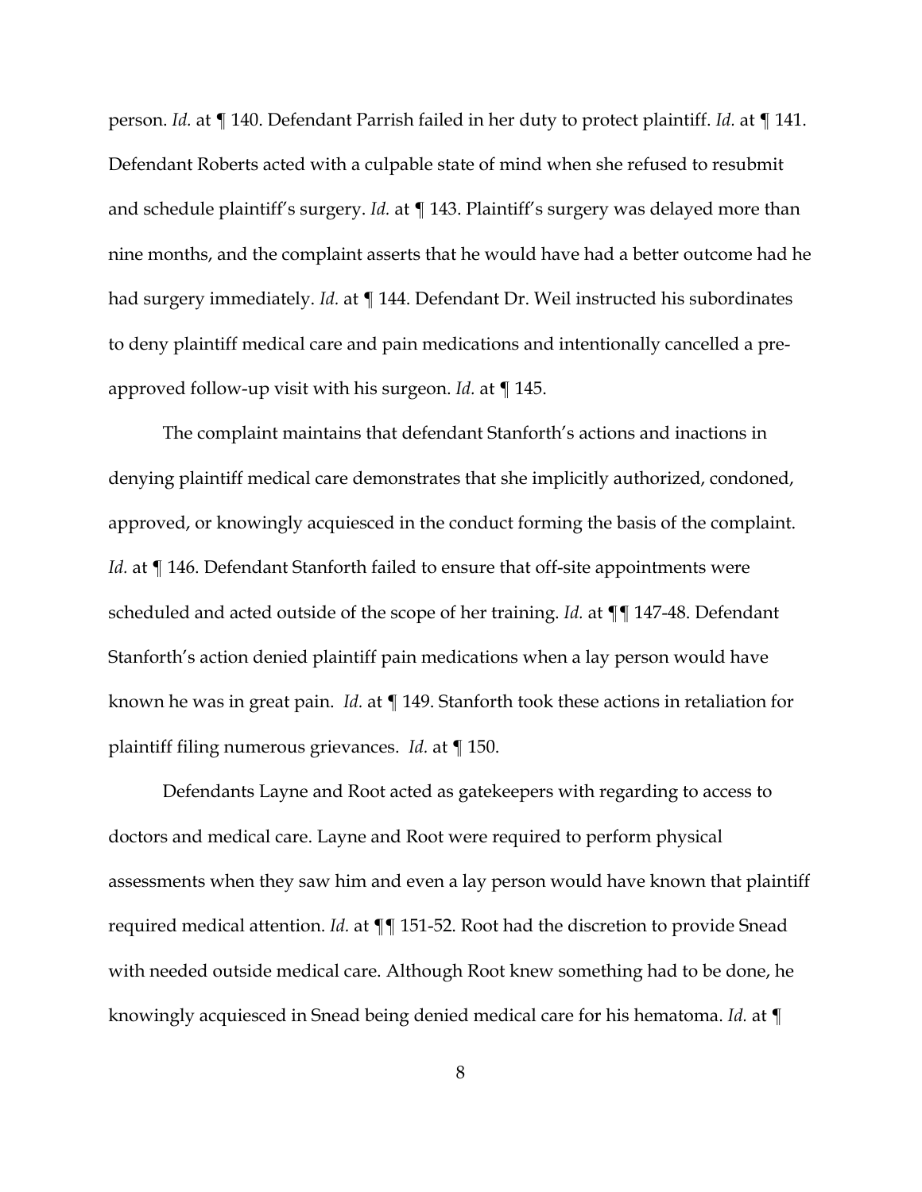person. *Id.* at ¶ 140. Defendant Parrish failed in her duty to protect plaintiff. *Id.* at ¶ 141. Defendant Roberts acted with a culpable state of mind when she refused to resubmit and schedule plaintiff's surgery. *Id.* at ¶ 143. Plaintiff's surgery was delayed more than nine months, and the complaint asserts that he would have had a better outcome had he had surgery immediately. *Id.* at ¶ 144. Defendant Dr. Weil instructed his subordinates to deny plaintiff medical care and pain medications and intentionally cancelled a pre-approved follow-up visit with his surgeon. *Id.* at ¶ 145.

The complaint maintains that defendant Stanforth's actions and inactions in denying plaintiff medical care demonstrates that she implicitly authorized, condoned, approved, or knowingly acquiesced in the conduct forming the basis of the complaint. *Id.* at ¶ 146. Defendant Stanforth failed to ensure that off-site appointments were scheduled and acted outside of the scope of her training. *Id.* at ¶¶ 147-48. Defendant Stanforth's action denied plaintiff pain medications when a lay person would have known he was in great pain. *Id.* at ¶ 149. Stanforth took these actions in retaliation for plaintiff filing numerous grievances. *Id.* at ¶ 150.

Defendants Layne and Root acted as gatekeepers with regarding to access to doctors and medical care. Layne and Root were required to perform physical assessments when they saw him and even a lay person would have known that plaintiff required medical attention. *Id.* at ¶¶ 151-52. Root had the discretion to provide Snead with needed outside medical care. Although Root knew something had to be done, he knowingly acquiesced in Snead being denied medical care for his hematoma. *Id.* at ¶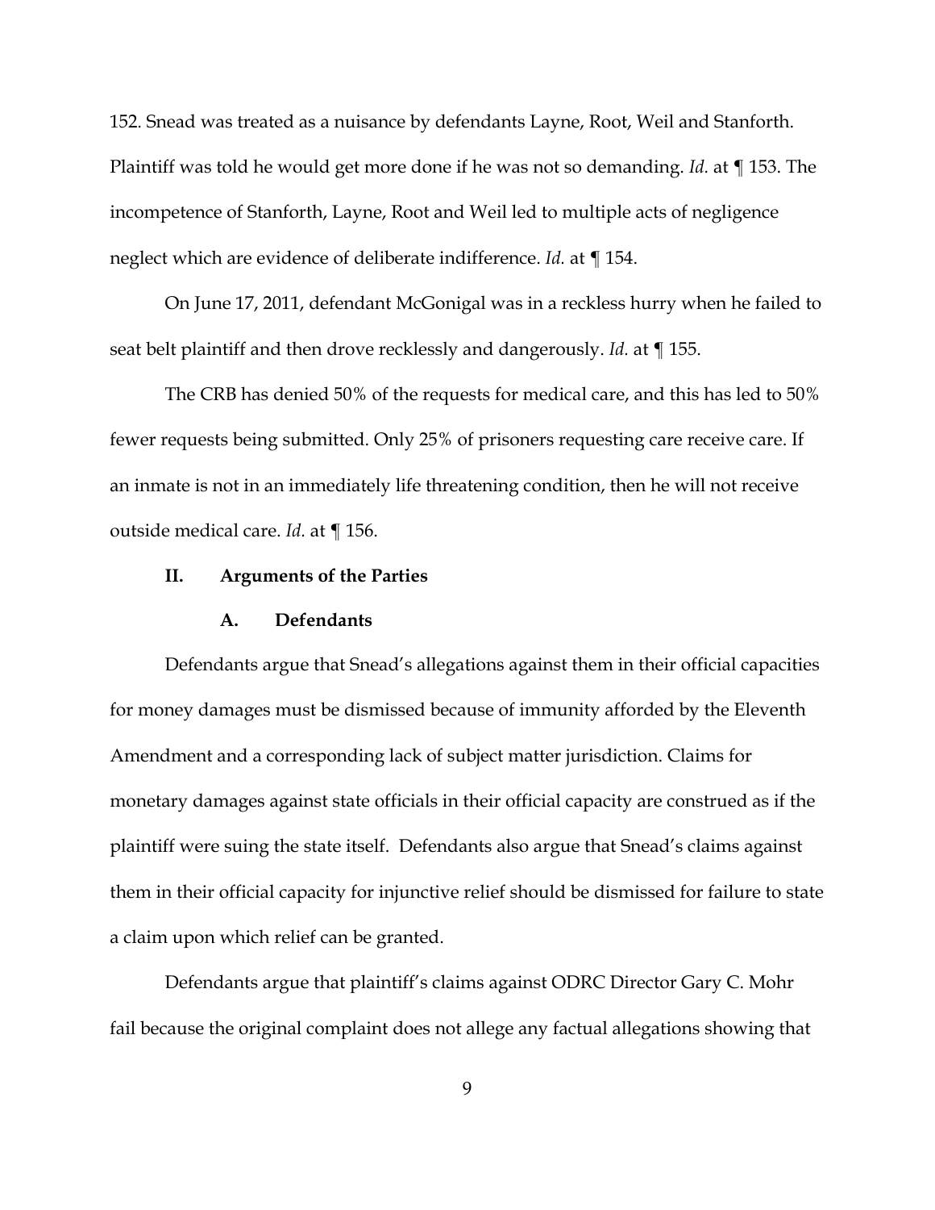152. Snead was treated as a nuisance by defendants Layne, Root, Weil and Stanforth. Plaintiff was told he would get more done if he was not so demanding. *Id.* at ¶ 153. The incompetence of Stanforth, Layne, Root and Weil led to multiple acts of negligence neglect which are evidence of deliberate indifference. *Id.* at ¶ 154.

On June 17, 2011, defendant McGonigal was in a reckless hurry when he failed to seat belt plaintiff and then drove recklessly and dangerously. *Id.* at ¶ 155.

The CRB has denied 50% of the requests for medical care, and this has led to 50% fewer requests being submitted. Only 25% of prisoners requesting care receive care. If an inmate is not in an immediately life threatening condition, then he will not receive outside medical care. *Id.* at ¶ 156.

## II. Arguments of the Parties

### A. Defendants

Defendants argue that Snead's allegations against them in their official capacities for money damages must be dismissed because of immunity afforded by the Eleventh Amendment and a corresponding lack of subject matter jurisdiction. Claims for monetary damages against state officials in their official capacity are construed as if the plaintiff were suing the state itself. Defendants also argue that Snead's claims against them in their official capacity for injunctive relief should be dismissed for failure to state a claim upon which relief can be granted.

Defendants argue that plaintiff's claims against ODRC Director Gary C. Mohr fail because the original complaint does not allege any factual allegations showing that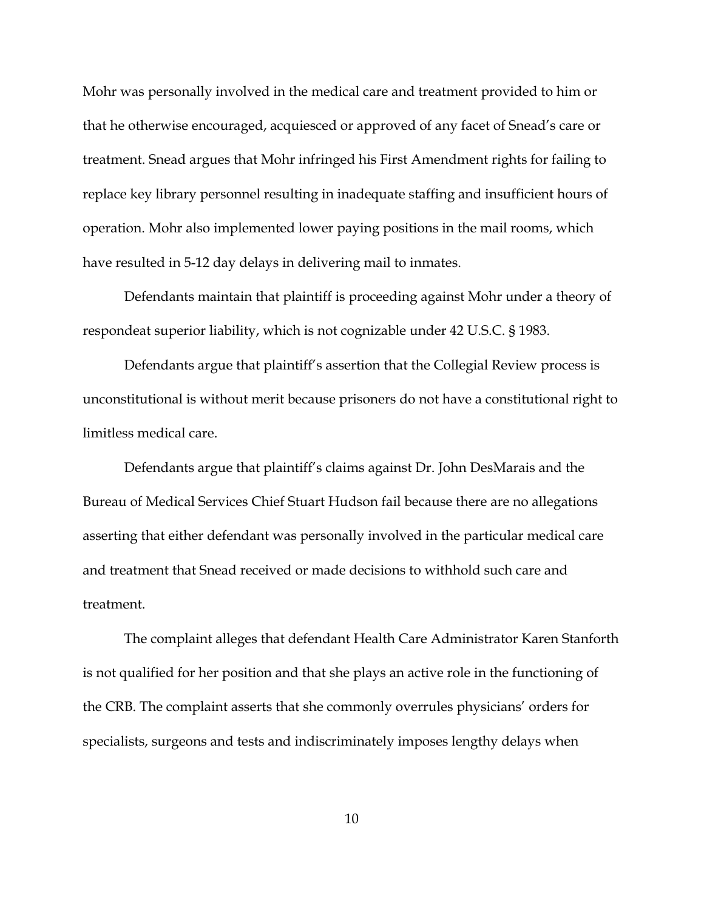Mohr was personally involved in the medical care and treatment provided to him or that he otherwise encouraged, acquiesced or approved of any facet of Snead's care or treatment. Snead argues that Mohr infringed his First Amendment rights for failing to replace key library personnel resulting in inadequate staffing and insufficient hours of operation. Mohr also implemented lower paying positions in the mail rooms, which have resulted in 5-12 day delays in delivering mail to inmates.

Defendants maintain that plaintiff is proceeding against Mohr under a theory of respondeat superior liability, which is not cognizable under 42 U.S.C. § 1983.

Defendants argue that plaintiff's assertion that the Collegial Review process is unconstitutional is without merit because prisoners do not have a constitutional right to limitless medical care.

Defendants argue that plaintiff's claims against Dr. John DesMarais and the Bureau of Medical Services Chief Stuart Hudson fail because there are no allegations asserting that either defendant was personally involved in the particular medical care and treatment that Snead received or made decisions to withhold such care and treatment.

The complaint alleges that defendant Health Care Administrator Karen Stanforth is not qualified for her position and that she plays an active role in the functioning of the CRB. The complaint asserts that she commonly overrules physicians' orders for specialists, surgeons and tests and indiscriminately imposes lengthy delays when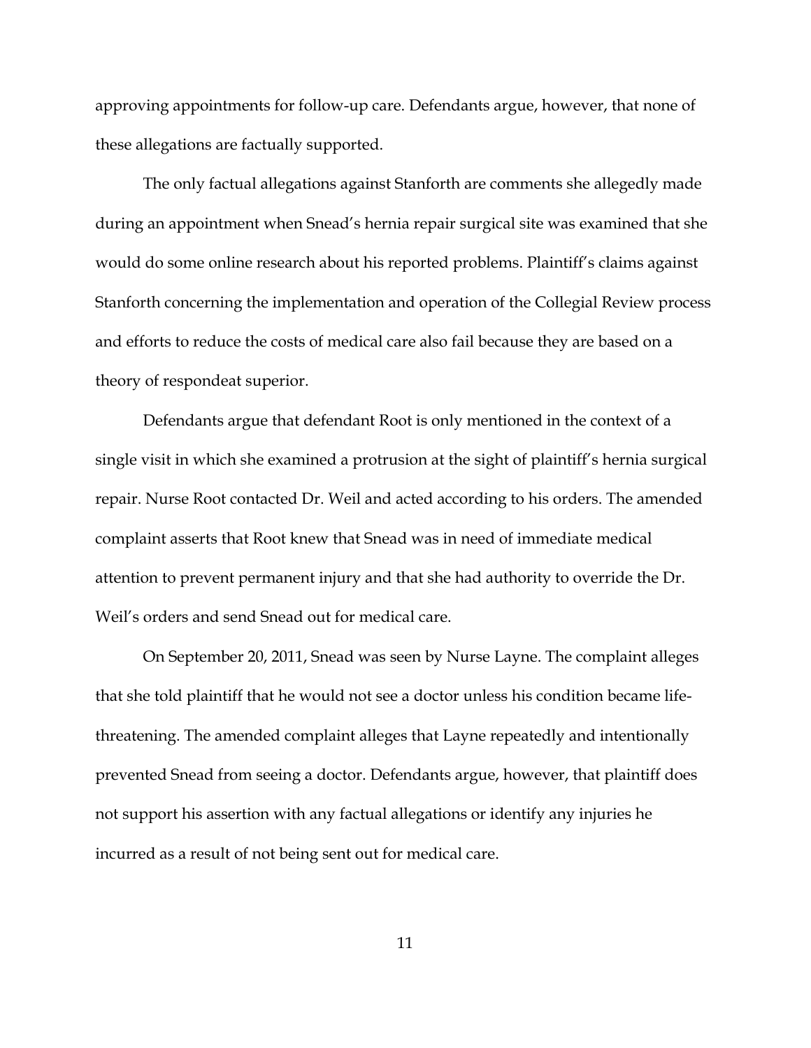approving appointments for follow-up care. Defendants argue, however, that none of these allegations are factually supported.

The only factual allegations against Stanforth are comments she allegedly made during an appointment when Snead's hernia repair surgical site was examined that she would do some online research about his reported problems. Plaintiff's claims against Stanforth concerning the implementation and operation of the Collegial Review process and efforts to reduce the costs of medical care also fail because they are based on a theory of respondeat superior.

Defendants argue that defendant Root is only mentioned in the context of a single visit in which she examined a protrusion at the sight of plaintiff's hernia surgical repair. Nurse Root contacted Dr. Weil and acted according to his orders. The amended complaint asserts that Root knew that Snead was in need of immediate medical attention to prevent permanent injury and that she had authority to override the Dr. Weil's orders and send Snead out for medical care.

On September 20, 2011, Snead was seen by Nurse Layne. The complaint alleges that she told plaintiff that he would not see a doctor unless his condition became life-threatening. The amended complaint alleges that Layne repeatedly and intentionally prevented Snead from seeing a doctor. Defendants argue, however, that plaintiff does not support his assertion with any factual allegations or identify any injuries he incurred as a result of not being sent out for medical care.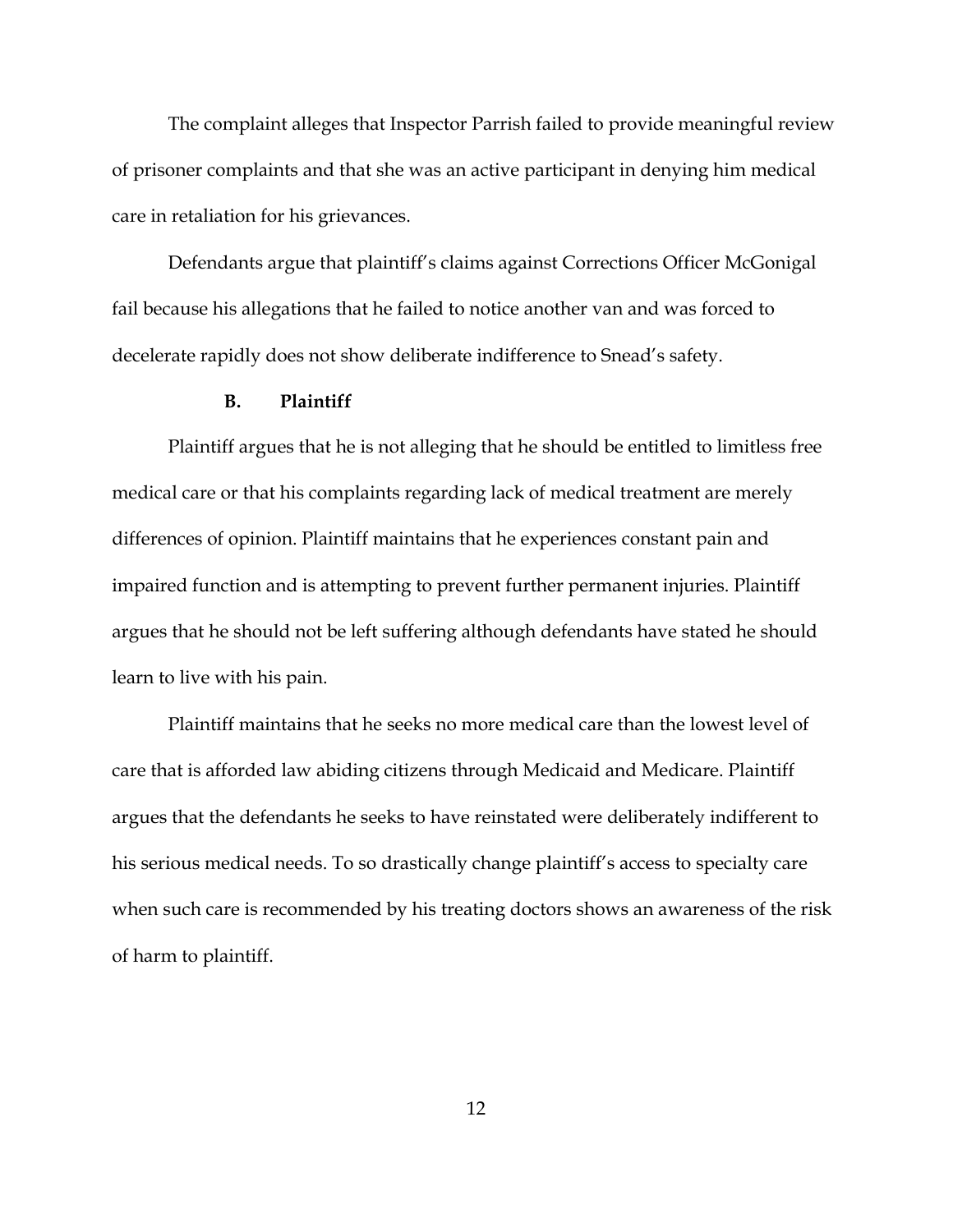The complaint alleges that Inspector Parrish failed to provide meaningful review of prisoner complaints and that she was an active participant in denying him medical care in retaliation for his grievances.

Defendants argue that plaintiff's claims against Corrections Officer McGonigal fail because his allegations that he failed to notice another van and was forced to decelerate rapidly does not show deliberate indifference to Snead's safety.

### B. Plaintiff

Plaintiff argues that he is not alleging that he should be entitled to limitless free medical care or that his complaints regarding lack of medical treatment are merely differences of opinion. Plaintiff maintains that he experiences constant pain and impaired function and is attempting to prevent further permanent injuries. Plaintiff argues that he should not be left suffering although defendants have stated he should learn to live with his pain.

Plaintiff maintains that he seeks no more medical care than the lowest level of care that is afforded law abiding citizens through Medicaid and Medicare. Plaintiff argues that the defendants he seeks to have reinstated were deliberately indifferent to his serious medical needs. To so drastically change plaintiff's access to specialty care when such care is recommended by his treating doctors shows an awareness of the risk of harm to plaintiff.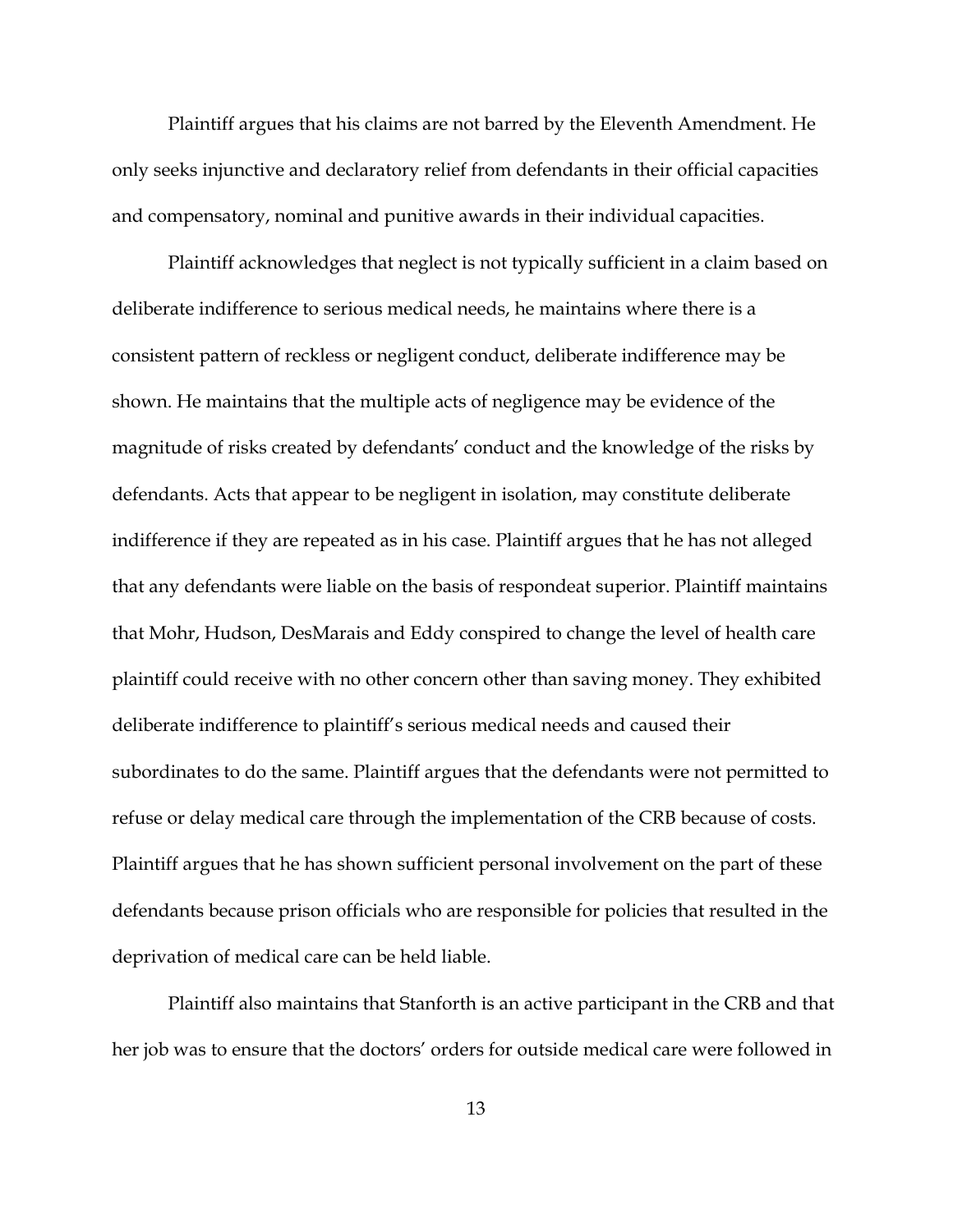Plaintiff argues that his claims are not barred by the Eleventh Amendment. He only seeks injunctive and declaratory relief from defendants in their official capacities and compensatory, nominal and punitive awards in their individual capacities.

Plaintiff acknowledges that neglect is not typically sufficient in a claim based on deliberate indifference to serious medical needs, he maintains where there is a consistent pattern of reckless or negligent conduct, deliberate indifference may be shown. He maintains that the multiple acts of negligence may be evidence of the magnitude of risks created by defendants' conduct and the knowledge of the risks by defendants. Acts that appear to be negligent in isolation, may constitute deliberate indifference if they are repeated as in his case. Plaintiff argues that he has not alleged that any defendants were liable on the basis of respondeat superior. Plaintiff maintains that Mohr, Hudson, DesMarais and Eddy conspired to change the level of health care plaintiff could receive with no other concern other than saving money. They exhibited deliberate indifference to plaintiff's serious medical needs and caused their subordinates to do the same. Plaintiff argues that the defendants were not permitted to refuse or delay medical care through the implementation of the CRB because of costs. Plaintiff argues that he has shown sufficient personal involvement on the part of these defendants because prison officials who are responsible for policies that resulted in the deprivation of medical care can be held liable.

Plaintiff also maintains that Stanforth is an active participant in the CRB and that her job was to ensure that the doctors' orders for outside medical care were followed in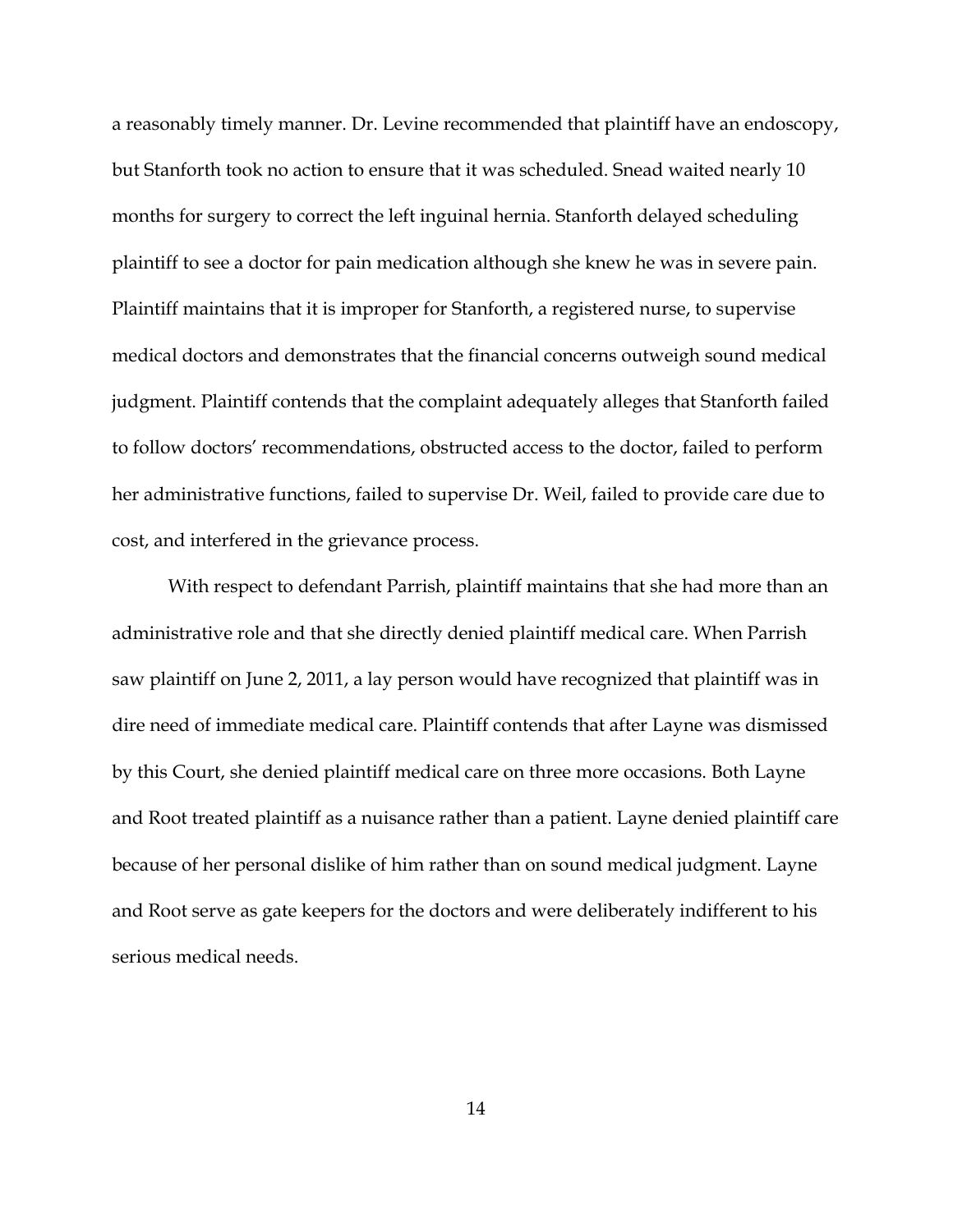a reasonably timely manner. Dr. Levine recommended that plaintiff have an endoscopy, but Stanforth took no action to ensure that it was scheduled. Snead waited nearly 10 months for surgery to correct the left inguinal hernia. Stanforth delayed scheduling plaintiff to see a doctor for pain medication although she knew he was in severe pain. Plaintiff maintains that it is improper for Stanforth, a registered nurse, to supervise medical doctors and demonstrates that the financial concerns outweigh sound medical judgment. Plaintiff contends that the complaint adequately alleges that Stanforth failed to follow doctors' recommendations, obstructed access to the doctor, failed to perform her administrative functions, failed to supervise Dr. Weil, failed to provide care due to cost, and interfered in the grievance process.

With respect to defendant Parrish, plaintiff maintains that she had more than an administrative role and that she directly denied plaintiff medical care. When Parrish saw plaintiff on June 2, 2011, a lay person would have recognized that plaintiff was in dire need of immediate medical care. Plaintiff contends that after Layne was dismissed by this Court, she denied plaintiff medical care on three more occasions. Both Layne and Root treated plaintiff as a nuisance rather than a patient. Layne denied plaintiff care because of her personal dislike of him rather than on sound medical judgment. Layne and Root serve as gate keepers for the doctors and were deliberately indifferent to his serious medical needs.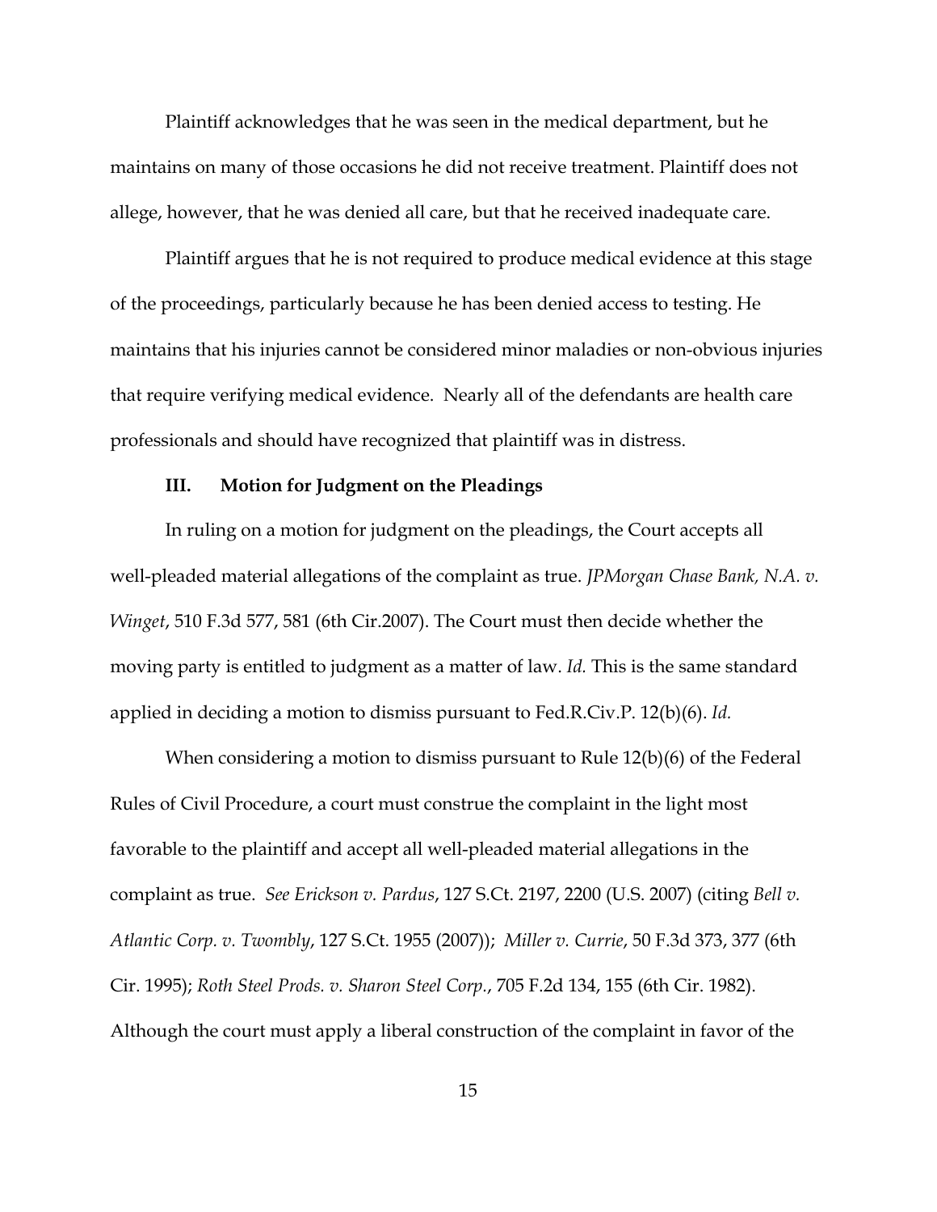Plaintiff acknowledges that he was seen in the medical department, but he maintains on many of those occasions he did not receive treatment. Plaintiff does not allege, however, that he was denied all care, but that he received inadequate care.

Plaintiff argues that he is not required to produce medical evidence at this stage of the proceedings, particularly because he has been denied access to testing. He maintains that his injuries cannot be considered minor maladies or non-obvious injuries that require verifying medical evidence. Nearly all of the defendants are health care professionals and should have recognized that plaintiff was in distress.

### III. Motion for Judgment on the Pleadings

In ruling on a motion for judgment on the pleadings, the Court accepts all well-pleaded material allegations of the complaint as true. *JPMorgan Chase Bank, N.A. v. Winget*, 510 F.3d 577, 581 (6th Cir.2007). The Court must then decide whether the moving party is entitled to judgment as a matter of law. *Id.* This is the same standard applied in deciding a motion to dismiss pursuant to Fed.R.Civ.P. 12(b)(6). *Id.*

When considering a motion to dismiss pursuant to Rule 12(b)(6) of the Federal Rules of Civil Procedure, a court must construe the complaint in the light most favorable to the plaintiff and accept all well-pleaded material allegations in the complaint as true. *See Erickson v. Pardus*, 127 S.Ct. 2197, 2200 (U.S. 2007) (citing *Bell v. Atlantic Corp. v. Twombly*, 127 S.Ct. 1955 (2007)); *Miller v. Currie*, 50 F.3d 373, 377 (6th Cir. 1995); *Roth Steel Prods. v. Sharon Steel Corp.*, 705 F.2d 134, 155 (6th Cir. 1982). Although the court must apply a liberal construction of the complaint in favor of the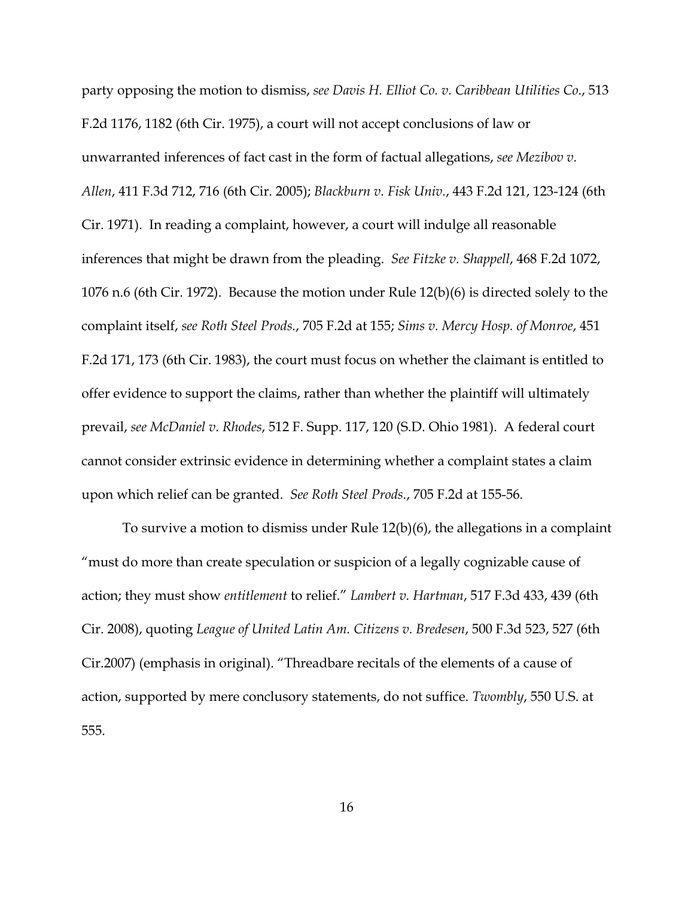party opposing the motion to dismiss, *see Davis H. Elliot Co. v. Caribbean Utilities Co.*, 513 F.2d 1176, 1182 (6th Cir. 1975), a court will not accept conclusions of law or unwarranted inferences of fact cast in the form of factual allegations, *see Mezibov v. Allen*, 411 F.3d 712, 716 (6th Cir. 2005); *Blackburn v. Fisk Univ.*, 443 F.2d 121, 123-124 (6th Cir. 1971). In reading a complaint, however, a court will indulge all reasonable inferences that might be drawn from the pleading. *See Fitzke v. Shappell*, 468 F.2d 1072, 1076 n.6 (6th Cir. 1972). Because the motion under Rule 12(b)(6) is directed solely to the complaint itself, *see Roth Steel Prods.*, 705 F.2d at 155; *Sims v. Mercy Hosp. of Monroe*, 451 F.2d 171, 173 (6th Cir. 1983), the court must focus on whether the claimant is entitled to offer evidence to support the claims, rather than whether the plaintiff will ultimately prevail, *see McDaniel v. Rhodes*, 512 F. Supp. 117, 120 (S.D. Ohio 1981). A federal court cannot consider extrinsic evidence in determining whether a complaint states a claim upon which relief can be granted. *See Roth Steel Prods.*, 705 F.2d at 155-56.

To survive a motion to dismiss under Rule 12(b)(6), the allegations in a complaint "must do more than create speculation or suspicion of a legally cognizable cause of action; they must show *entitlement* to relief." *Lambert v. Hartman*, 517 F.3d 433, 439 (6th Cir. 2008), quoting *League of United Latin Am. Citizens v. Bredesen*, 500 F.3d 523, 527 (6th Cir.2007) (emphasis in original). "Threadbare recitals of the elements of a cause of action, supported by mere conclusory statements, do not suffice. *Twombly*, 550 U.S. at 555.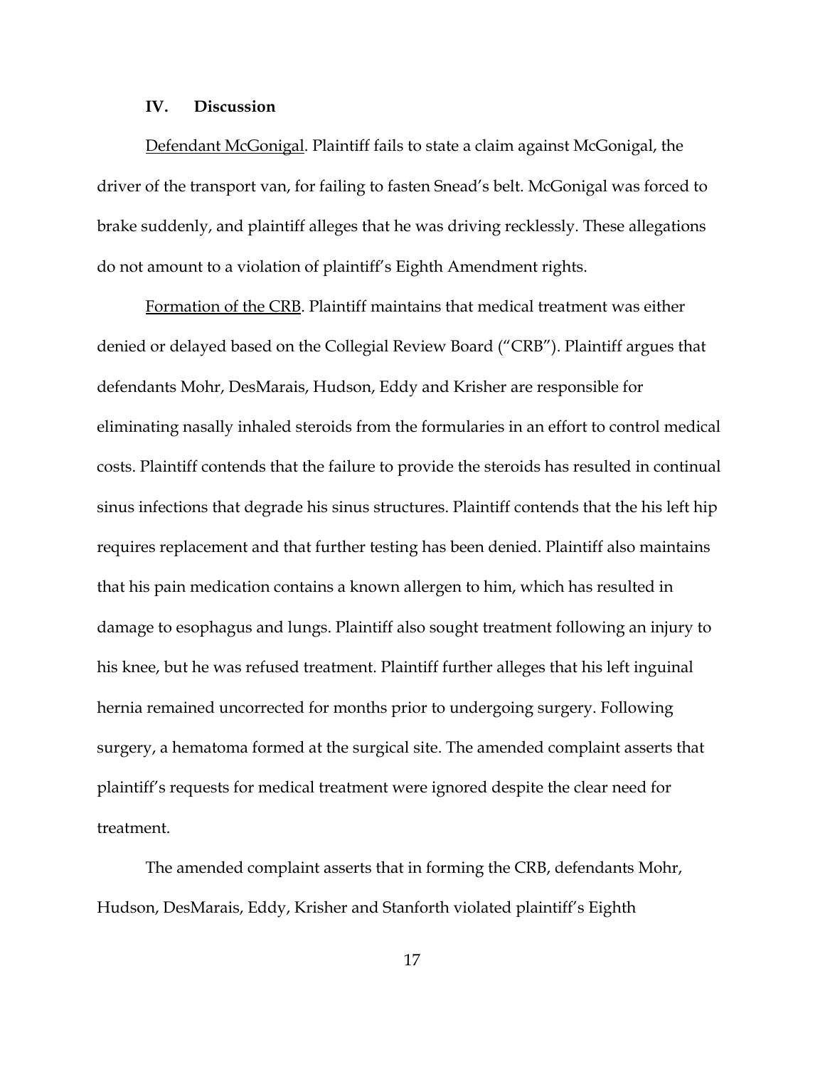## IV. Discussion

Defendant McGonigal. Plaintiff fails to state a claim against McGonigal, the driver of the transport van, for failing to fasten Snead's belt. McGonigal was forced to brake suddenly, and plaintiff alleges that he was driving recklessly. These allegations do not amount to a violation of plaintiff's Eighth Amendment rights.

Formation of the CRB. Plaintiff maintains that medical treatment was either denied or delayed based on the Collegial Review Board ("CRB"). Plaintiff argues that defendants Mohr, DesMarais, Hudson, Eddy and Krisher are responsible for eliminating nasally inhaled steroids from the formularies in an effort to control medical costs. Plaintiff contends that the failure to provide the steroids has resulted in continual sinus infections that degrade his sinus structures. Plaintiff contends that the his left hip requires replacement and that further testing has been denied. Plaintiff also maintains that his pain medication contains a known allergen to him, which has resulted in damage to esophagus and lungs. Plaintiff also sought treatment following an injury to his knee, but he was refused treatment. Plaintiff further alleges that his left inguinal hernia remained uncorrected for months prior to undergoing surgery. Following surgery, a hematoma formed at the surgical site. The amended complaint asserts that plaintiff's requests for medical treatment were ignored despite the clear need for treatment.

The amended complaint asserts that in forming the CRB, defendants Mohr, Hudson, DesMarais, Eddy, Krisher and Stanforth violated plaintiff's Eighth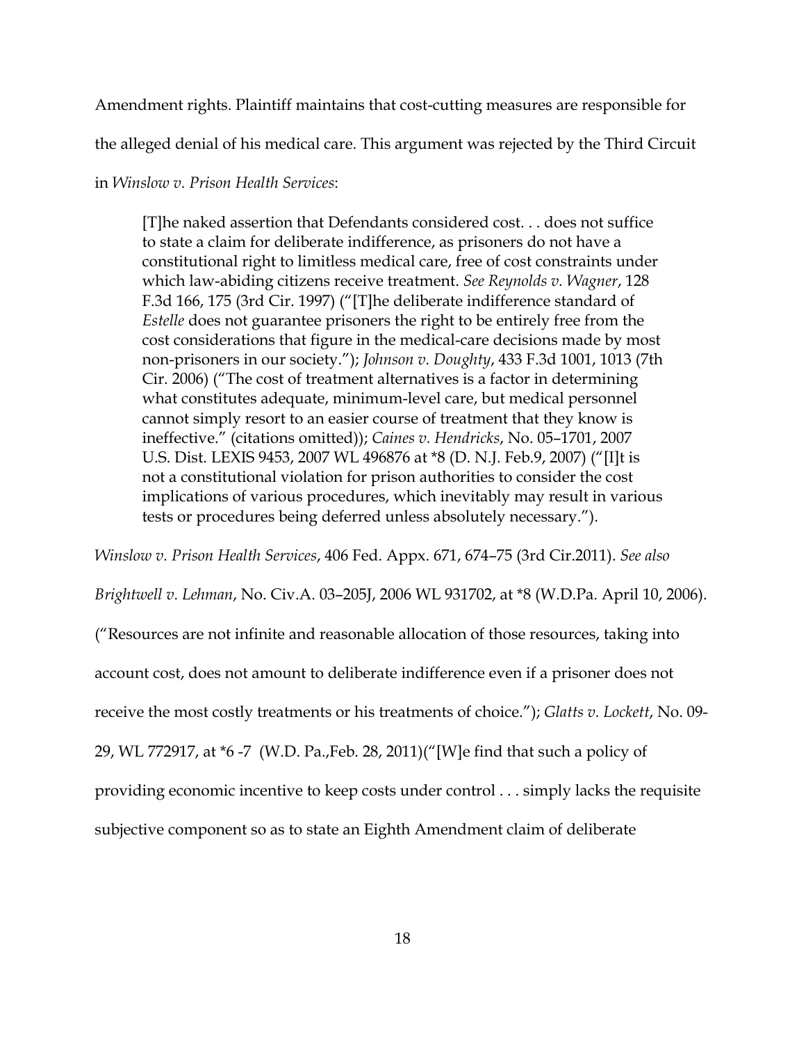Amendment rights. Plaintiff maintains that cost-cutting measures are responsible for the alleged denial of his medical care. This argument was rejected by the Third Circuit in *Winslow v. Prison Health Services*:

> [T]he naked assertion that Defendants considered cost. . . does not suffice to state a claim for deliberate indifference, as prisoners do not have a constitutional right to limitless medical care, free of cost constraints under which law-abiding citizens receive treatment. *See Reynolds v. Wagner*, 128 F.3d 166, 175 (3rd Cir. 1997) ("[T]he deliberate indifference standard of *Estelle* does not guarantee prisoners the right to be entirely free from the cost considerations that figure in the medical-care decisions made by most non-prisoners in our society."); *Johnson v. Doughty*, 433 F.3d 1001, 1013 (7th Cir. 2006) ("The cost of treatment alternatives is a factor in determining what constitutes adequate, minimum-level care, but medical personnel cannot simply resort to an easier course of treatment that they know is ineffective." (citations omitted)); *Caines v. Hendricks*, No. 05–1701, 2007 U.S. Dist. LEXIS 9453, 2007 WL 496876 at *8 (D. N.J. Feb.9, 2007) ("[I]t is not a constitutional violation for prison authorities to consider the cost implications of various procedures, which inevitably may result in various tests or procedures being deferred unless absolutely necessary.").

*Winslow v. Prison Health Services*, 406 Fed. Appx. 671, 674–75 (3rd Cir.2011). *See also Brightwell v. Lehman*, No. Civ.A. 03–205J, 2006 WL 931702, at *8 (W.D.Pa. April 10, 2006). ("Resources are not infinite and reasonable allocation of those resources, taking into account cost, does not amount to deliberate indifference even if a prisoner does not receive the most costly treatments or his treatments of choice."); *Glatts v. Lockett*, No. 09-29, WL 772917, at *6 -7 (W.D. Pa.,Feb. 28, 2011)("[W]e find that such a policy of providing economic incentive to keep costs under control . . . simply lacks the requisite subjective component so as to state an Eighth Amendment claim of deliberate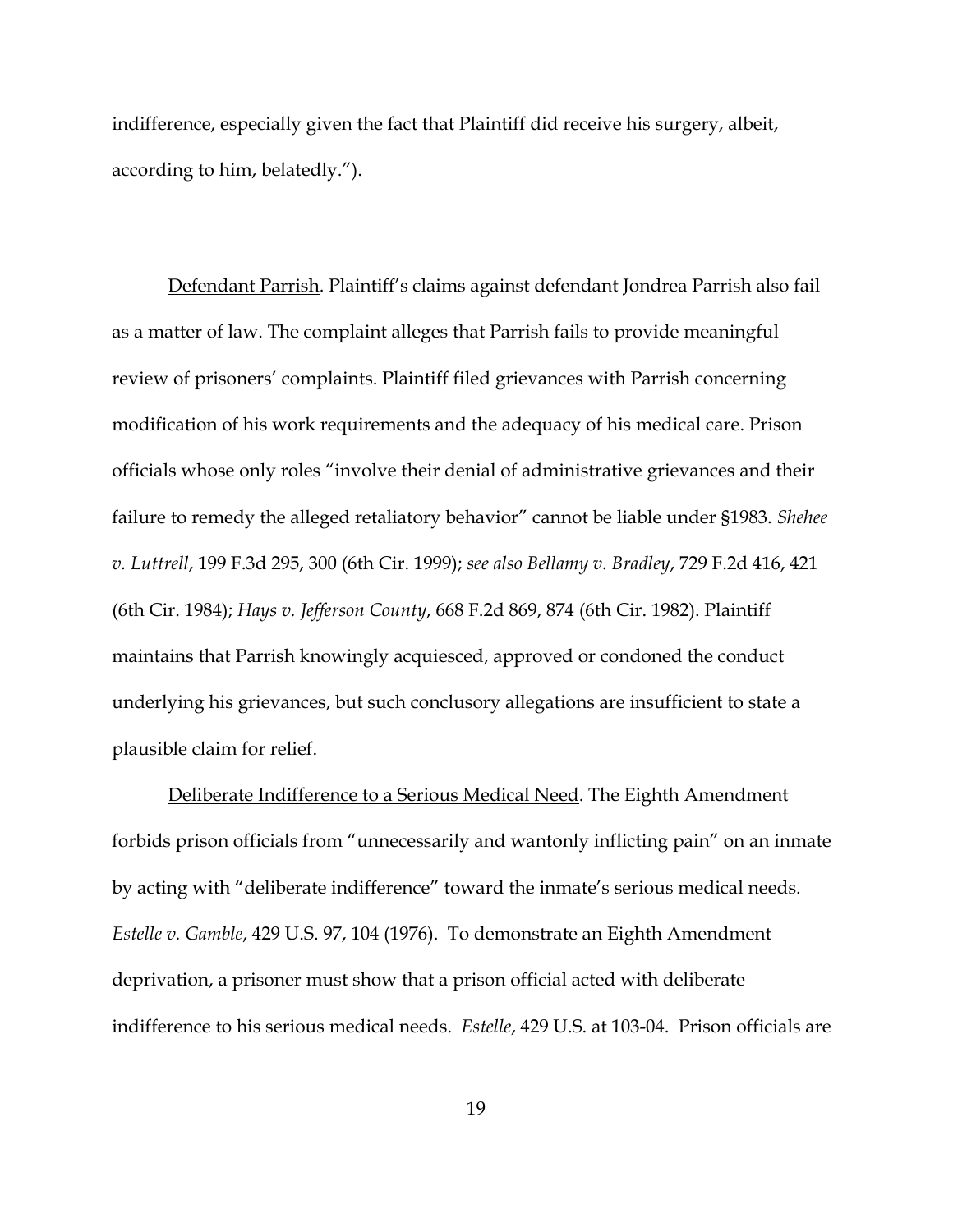indifference, especially given the fact that Plaintiff did receive his surgery, albeit, according to him, belatedly.").

Defendant Parrish. Plaintiff's claims against defendant Jondrea Parrish also fail as a matter of law. The complaint alleges that Parrish fails to provide meaningful review of prisoners' complaints. Plaintiff filed grievances with Parrish concerning modification of his work requirements and the adequacy of his medical care. Prison officials whose only roles "involve their denial of administrative grievances and their failure to remedy the alleged retaliatory behavior" cannot be liable under §1983. *Shehee v. Luttrell*, 199 F.3d 295, 300 (6th Cir. 1999); *see also Bellamy v. Bradley*, 729 F.2d 416, 421 (6th Cir. 1984); *Hays v. Jefferson County*, 668 F.2d 869, 874 (6th Cir. 1982). Plaintiff maintains that Parrish knowingly acquiesced, approved or condoned the conduct underlying his grievances, but such conclusory allegations are insufficient to state a plausible claim for relief.

Deliberate Indifference to a Serious Medical Need. The Eighth Amendment forbids prison officials from "unnecessarily and wantonly inflicting pain" on an inmate by acting with "deliberate indifference" toward the inmate's serious medical needs. *Estelle v. Gamble*, 429 U.S. 97, 104 (1976). To demonstrate an Eighth Amendment deprivation, a prisoner must show that a prison official acted with deliberate indifference to his serious medical needs. *Estelle*, 429 U.S. at 103-04. Prison officials are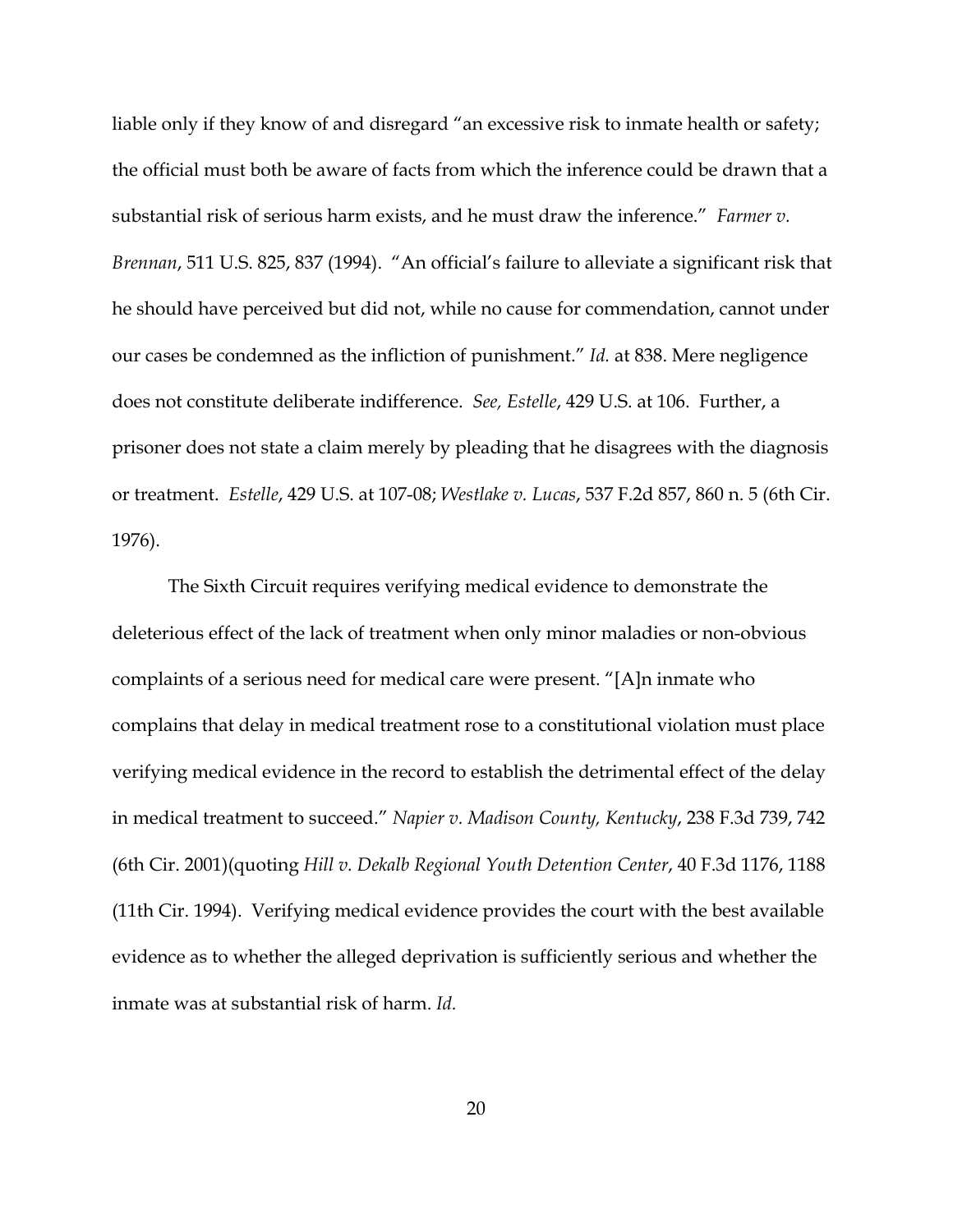liable only if they know of and disregard "an excessive risk to inmate health or safety; the official must both be aware of facts from which the inference could be drawn that a substantial risk of serious harm exists, and he must draw the inference." *Farmer v. Brennan*, 511 U.S. 825, 837 (1994). "An official's failure to alleviate a significant risk that he should have perceived but did not, while no cause for commendation, cannot under our cases be condemned as the infliction of punishment." *Id.* at 838. Mere negligence does not constitute deliberate indifference. *See, Estelle*, 429 U.S. at 106. Further, a prisoner does not state a claim merely by pleading that he disagrees with the diagnosis or treatment. *Estelle*, 429 U.S. at 107-08; *Westlake v. Lucas*, 537 F.2d 857, 860 n. 5 (6th Cir. 1976).

The Sixth Circuit requires verifying medical evidence to demonstrate the deleterious effect of the lack of treatment when only minor maladies or non-obvious complaints of a serious need for medical care were present. "[A]n inmate who complains that delay in medical treatment rose to a constitutional violation must place verifying medical evidence in the record to establish the detrimental effect of the delay in medical treatment to succeed." *Napier v. Madison County, Kentucky*, 238 F.3d 739, 742 (6th Cir. 2001)(quoting *Hill v. Dekalb Regional Youth Detention Center*, 40 F.3d 1176, 1188 (11th Cir. 1994). Verifying medical evidence provides the court with the best available evidence as to whether the alleged deprivation is sufficiently serious and whether the inmate was at substantial risk of harm. *Id.*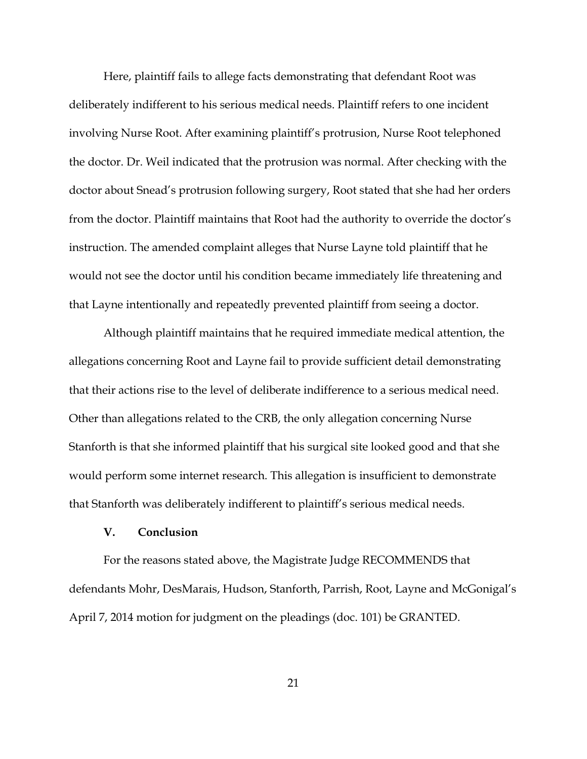Here, plaintiff fails to allege facts demonstrating that defendant Root was deliberately indifferent to his serious medical needs. Plaintiff refers to one incident involving Nurse Root. After examining plaintiff's protrusion, Nurse Root telephoned the doctor. Dr. Weil indicated that the protrusion was normal. After checking with the doctor about Snead's protrusion following surgery, Root stated that she had her orders from the doctor. Plaintiff maintains that Root had the authority to override the doctor's instruction. The amended complaint alleges that Nurse Layne told plaintiff that he would not see the doctor until his condition became immediately life threatening and that Layne intentionally and repeatedly prevented plaintiff from seeing a doctor.

Although plaintiff maintains that he required immediate medical attention, the allegations concerning Root and Layne fail to provide sufficient detail demonstrating that their actions rise to the level of deliberate indifference to a serious medical need. Other than allegations related to the CRB, the only allegation concerning Nurse Stanforth is that she informed plaintiff that his surgical site looked good and that she would perform some internet research. This allegation is insufficient to demonstrate that Stanforth was deliberately indifferent to plaintiff's serious medical needs.

## V. Conclusion

For the reasons stated above, the Magistrate Judge RECOMMENDS that defendants Mohr, DesMarais, Hudson, Stanforth, Parrish, Root, Layne and McGonigal's April 7, 2014 motion for judgment on the pleadings (doc. 101) be GRANTED.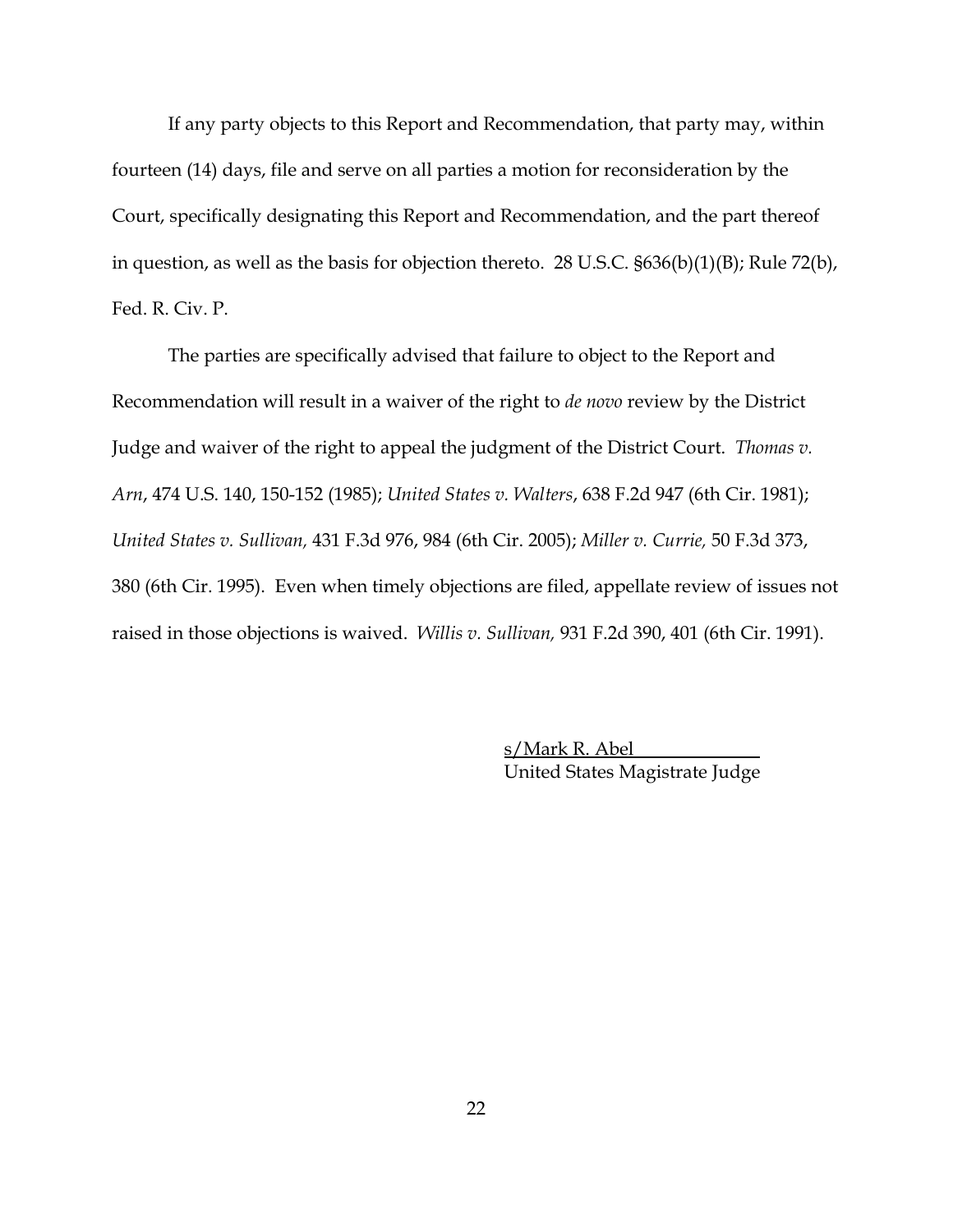If any party objects to this Report and Recommendation, that party may, within fourteen (14) days, file and serve on all parties a motion for reconsideration by the Court, specifically designating this Report and Recommendation, and the part thereof in question, as well as the basis for objection thereto. 28 U.S.C. §636(b)(1)(B); Rule 72(b), Fed. R. Civ. P.

The parties are specifically advised that failure to object to the Report and Recommendation will result in a waiver of the right to *de novo* review by the District Judge and waiver of the right to appeal the judgment of the District Court. *Thomas v. Arn*, 474 U.S. 140, 150-152 (1985); *United States v. Walters*, 638 F.2d 947 (6th Cir. 1981); *United States v. Sullivan,* 431 F.3d 976, 984 (6th Cir. 2005); *Miller v. Currie,* 50 F.3d 373, 380 (6th Cir. 1995). Even when timely objections are filed, appellate review of issues not raised in those objections is waived. *Willis v. Sullivan,* 931 F.2d 390, 401 (6th Cir. 1991).

s/Mark R. Abel
United States Magistrate Judge